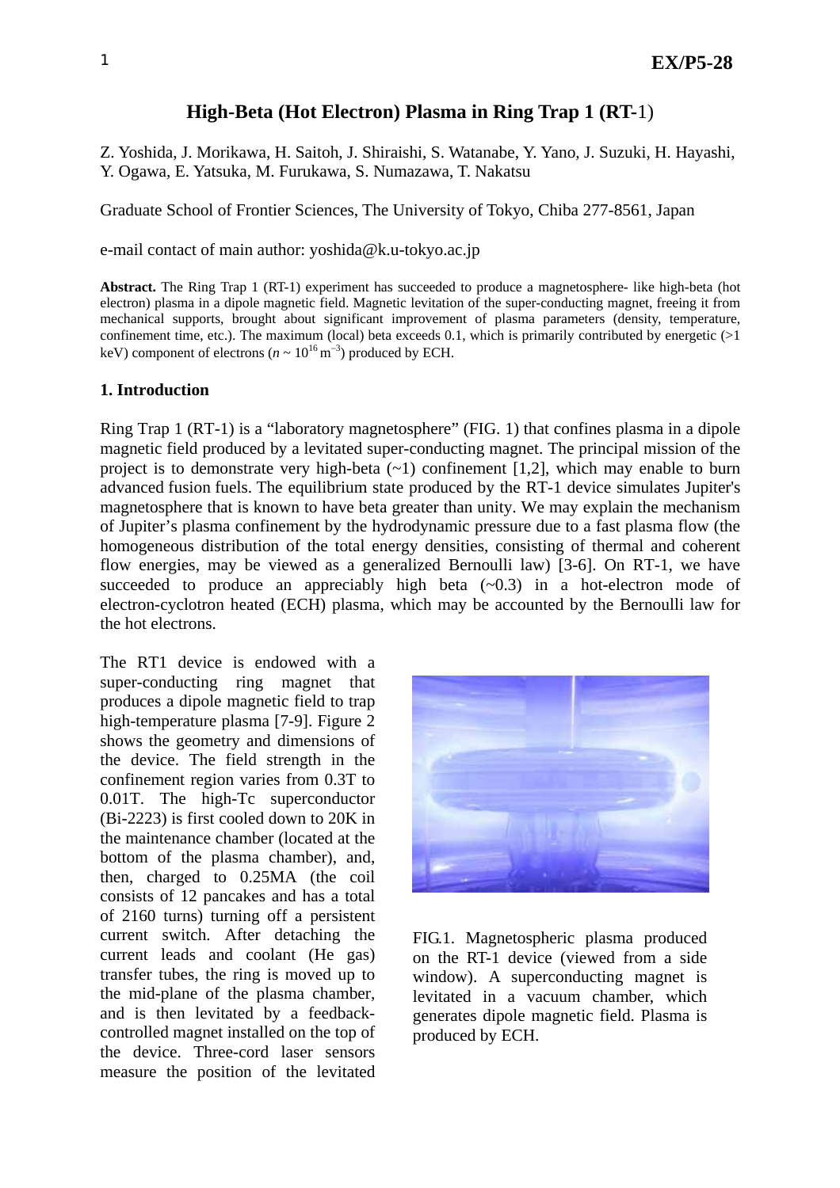# High-Beta (Hot Electron) Plasma in Ring Trap 1 (RT-1)

Z. Yoshida, J. Morikawa, H. Saitoh, J. Shiraishi, S. Watanabe, Y. Yano, J. Suzuki, H. Hayashi, Y. Ogawa, E. Yatsuka, M. Furukawa, S. Numazawa, T. Nakatsu

Graduate School of Frontier Sciences, The University of Tokyo, Chiba 277-8561, Japan

e-mail contact of main author: yoshida@k.u-tokyo.ac.jp

**Abstract.** The Ring Trap 1 (RT-1) experiment has succeeded to produce a magnetosphere- like high-beta (hot electron) plasma in a dipole magnetic field. Magnetic levitation of the super-conducting magnet, freeing it from mechanical supports, brought about significant improvement of plasma parameters (density, temperature, confinement time, etc.). The maximum (local) beta exceeds 0.1, which is primarily contributed by energetic (>1 keV) component of electrons ($n \sim 10^{16}\,\mathrm{m}^{-3}$) produced by ECH.

## 1. Introduction

Ring Trap 1 (RT-1) is a "laboratory magnetosphere" (FIG. 1) that confines plasma in a dipole magnetic field produced by a levitated super-conducting magnet. The principal mission of the project is to demonstrate very high-beta (~1) confinement [1,2], which may enable to burn advanced fusion fuels. The equilibrium state produced by the RT-1 device simulates Jupiter's magnetosphere that is known to have beta greater than unity. We may explain the mechanism of Jupiter's plasma confinement by the hydrodynamic pressure due to a fast plasma flow (the homogeneous distribution of the total energy densities, consisting of thermal and coherent flow energies, may be viewed as a generalized Bernoulli law) [3-6]. On RT-1, we have succeeded to produce an appreciably high beta (~0.3) in a hot-electron mode of electron-cyclotron heated (ECH) plasma, which may be accounted by the Bernoulli law for the hot electrons.

The RT1 device is endowed with a super-conducting ring magnet that produces a dipole magnetic field to trap high-temperature plasma [7-9]. Figure 2 shows the geometry and dimensions of the device. The field strength in the confinement region varies from 0.3T to 0.01T. The high-Tc superconductor (Bi-2223) is first cooled down to 20K in the maintenance chamber (located at the bottom of the plasma chamber), and, then, charged to 0.25MA (the coil consists of 12 pancakes and has a total of 2160 turns) turning off a persistent current switch. After detaching the current leads and coolant (He gas) transfer tubes, the ring is moved up to the mid-plane of the plasma chamber, and is then levitated by a feedback-controlled magnet installed on the top of the device. Three-cord laser sensors measure the position of the levitated

FIG.1. Magnetospheric plasma produced on the RT-1 device (viewed from a side window). A superconducting magnet is levitated in a vacuum chamber, which generates dipole magnetic field. Plasma is produced by ECH.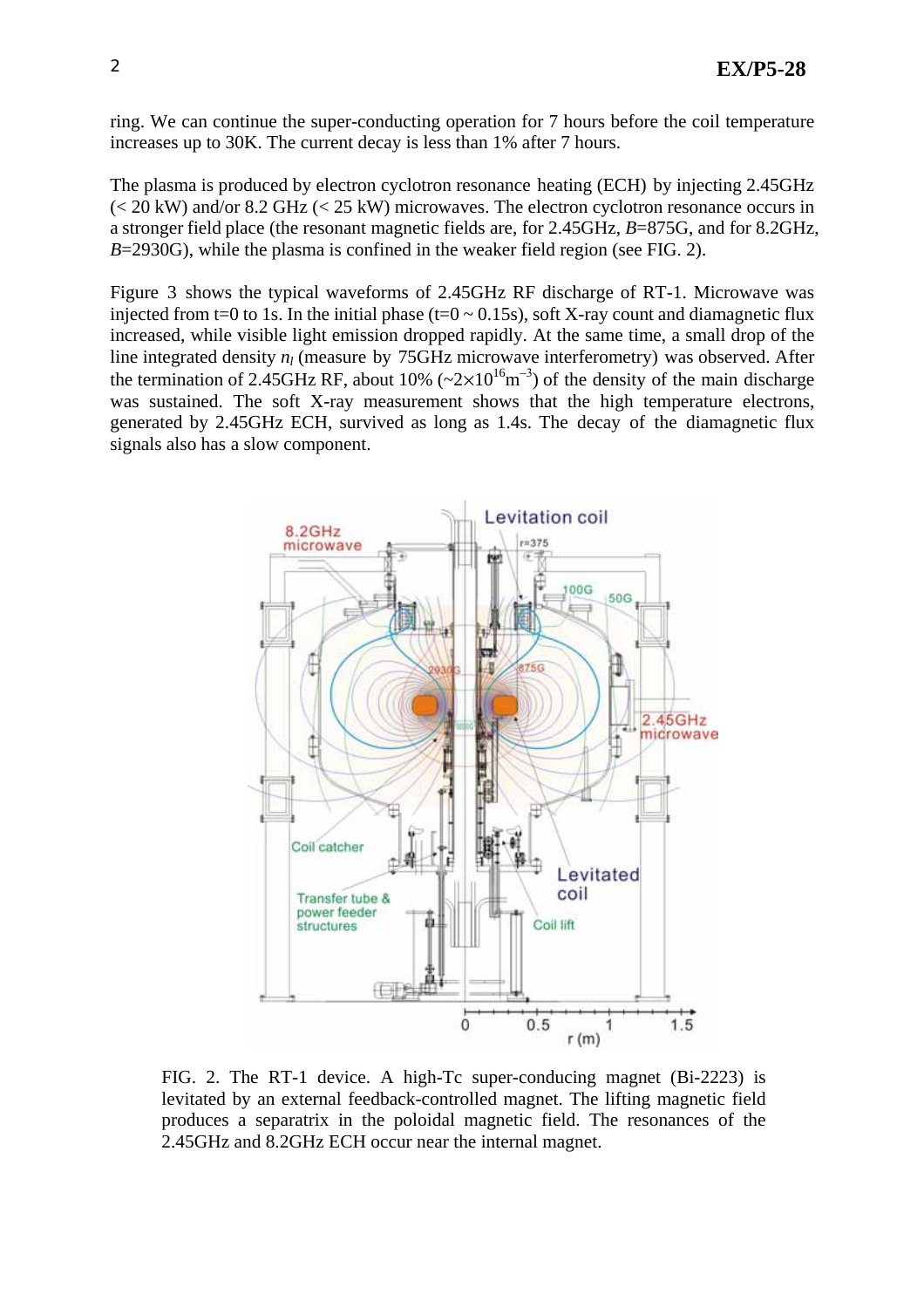ring. We can continue the super-conducting operation for 7 hours before the coil temperature increases up to 30K. The current decay is less than 1% after 7 hours.

The plasma is produced by electron cyclotron resonance heating (ECH) by injecting 2.45GHz (< 20 kW) and/or 8.2 GHz (< 25 kW) microwaves. The electron cyclotron resonance occurs in a stronger field place (the resonant magnetic fields are, for 2.45GHz, $B$=875G, and for 8.2GHz, $B$=2930G), while the plasma is confined in the weaker field region (see FIG. 2).

Figure 3 shows the typical waveforms of 2.45GHz RF discharge of RT-1. Microwave was injected from t=0 to 1s. In the initial phase (t=0 ~ 0.15s), soft X-ray count and diamagnetic flux increased, while visible light emission dropped rapidly. At the same time, a small drop of the line integrated density $n_l$ (measure by 75GHz microwave interferometry) was observed. After the termination of 2.45GHz RF, about 10% (~$2\times10^{16}$m$^{-3}$) of the density of the main discharge was sustained. The soft X-ray measurement shows that the high temperature electrons, generated by 2.45GHz ECH, survived as long as 1.4s. The decay of the diamagnetic flux signals also has a slow component.

FIG. 2. The RT-1 device. A high-Tc super-conducing magnet (Bi-2223) is levitated by an external feedback-controlled magnet. The lifting magnetic field produces a separatrix in the poloidal magnetic field. The resonances of the 2.45GHz and 8.2GHz ECH occur near the internal magnet.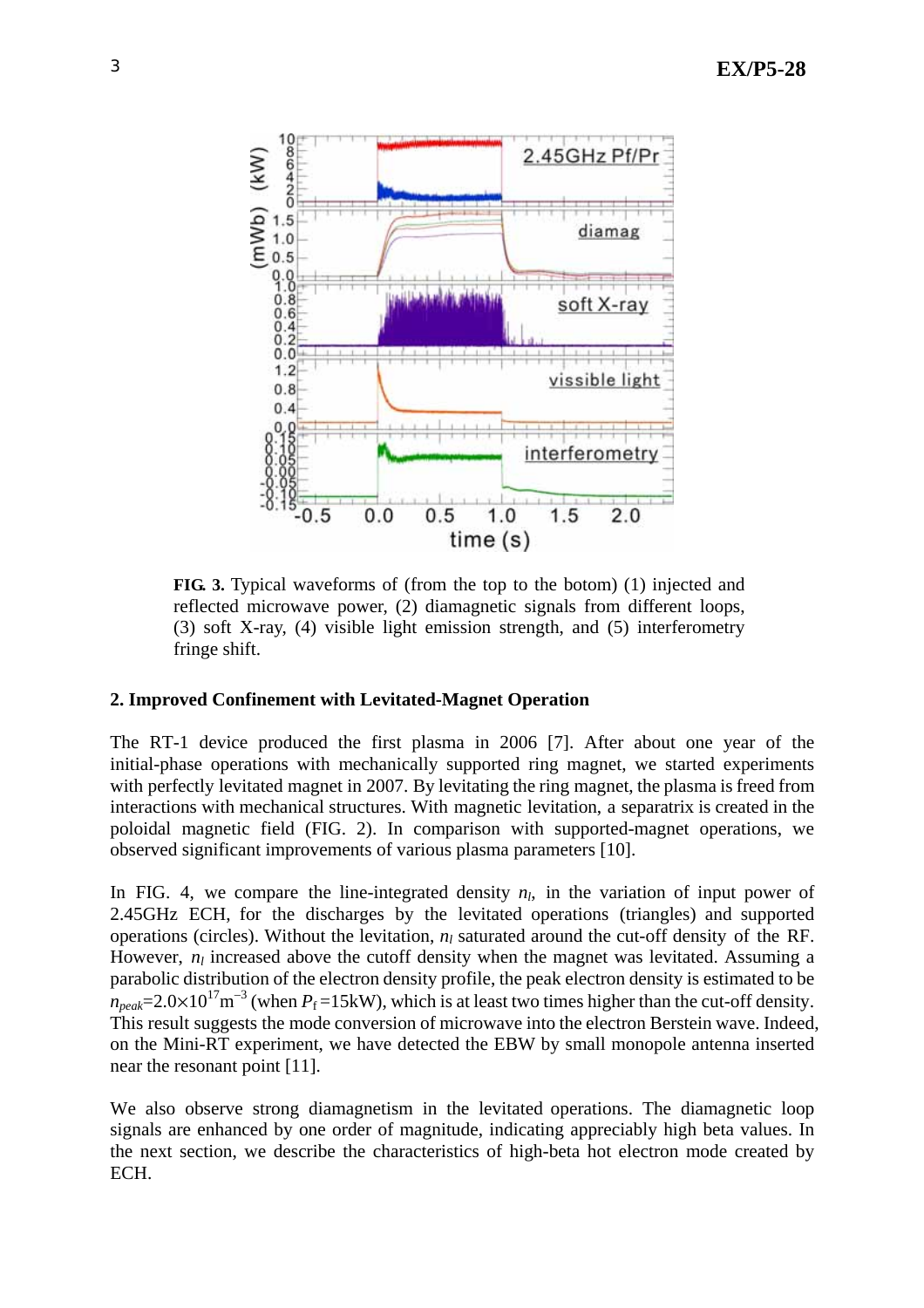**FIG. 3.** Typical waveforms of (from the top to the botom) (1) injected and reflected microwave power, (2) diamagnetic signals from different loops, (3) soft X-ray, (4) visible light emission strength, and (5) interferometry fringe shift.

## 2. Improved Confinement with Levitated-Magnet Operation

The RT-1 device produced the first plasma in 2006 [7]. After about one year of the initial-phase operations with mechanically supported ring magnet, we started experiments with perfectly levitated magnet in 2007. By levitating the ring magnet, the plasma is freed from interactions with mechanical structures. With magnetic levitation, a separatrix is created in the poloidal magnetic field (FIG. 2). In comparison with supported-magnet operations, we observed significant improvements of various plasma parameters [10].

In FIG. 4, we compare the line-integrated density $n_l$, in the variation of input power of 2.45GHz ECH, for the discharges by the levitated operations (triangles) and supported operations (circles). Without the levitation, $n_l$ saturated around the cut-off density of the RF. However, $n_l$ increased above the cutoff density when the magnet was levitated. Assuming a parabolic distribution of the electron density profile, the peak electron density is estimated to be $n_{peak}$=2.0×10$^{17}$m$^{-3}$ (when $P_f$ =15kW), which is at least two times higher than the cut-off density. This result suggests the mode conversion of microwave into the electron Berstein wave. Indeed, on the Mini-RT experiment, we have detected the EBW by small monopole antenna inserted near the resonant point [11].

We also observe strong diamagnetism in the levitated operations. The diamagnetic loop signals are enhanced by one order of magnitude, indicating appreciably high beta values. In the next section, we describe the characteristics of high-beta hot electron mode created by ECH.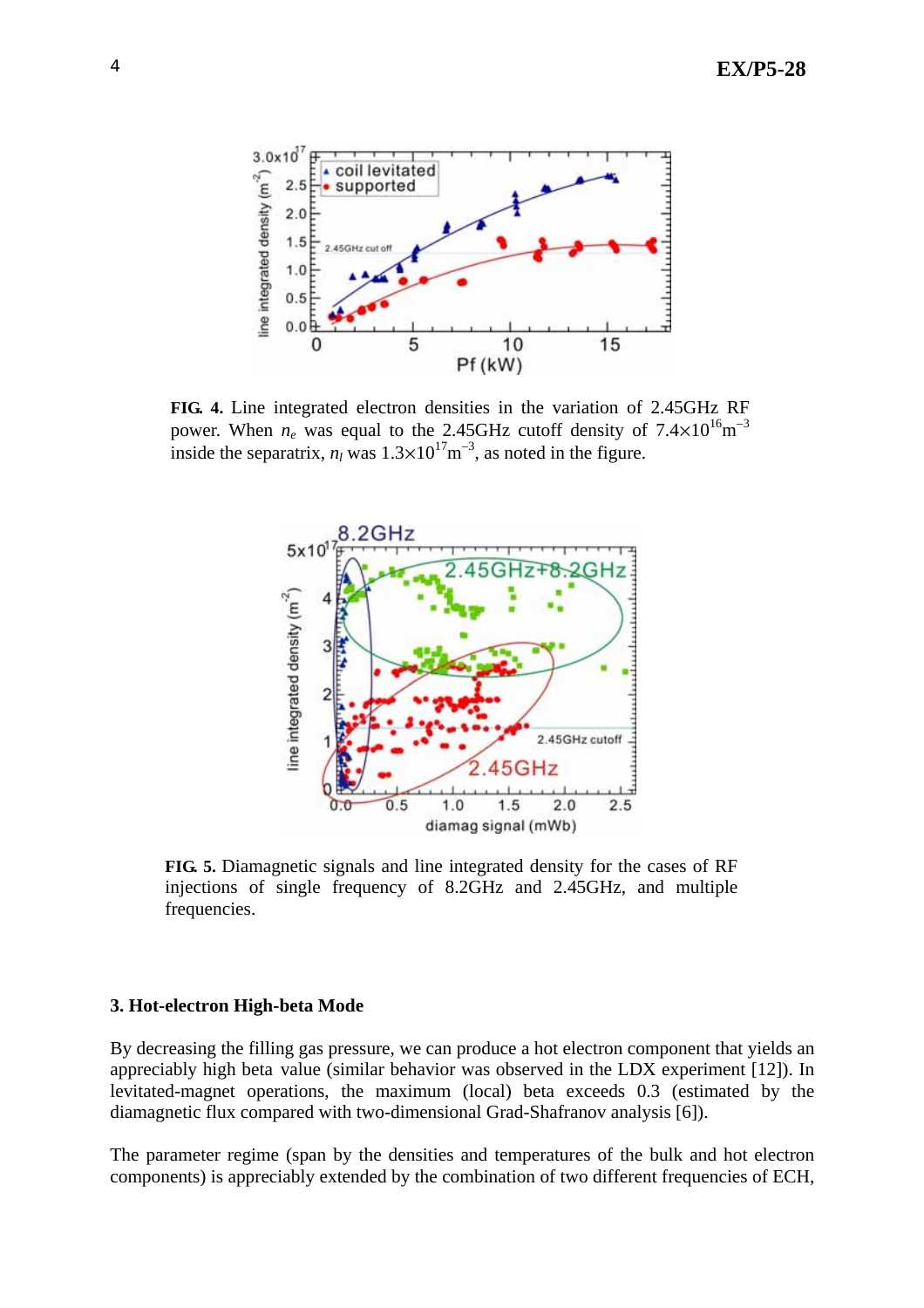**FIG. 4.** Line integrated electron densities in the variation of 2.45GHz RF power. When $n_e$ was equal to the 2.45GHz cutoff density of $7.4\times10^{16}\text{m}^{-3}$ inside the separatrix, $n_l$ was $1.3\times10^{17}\text{m}^{-3}$, as noted in the figure.

**FIG. 5.** Diamagnetic signals and line integrated density for the cases of RF injections of single frequency of 8.2GHz and 2.45GHz, and multiple frequencies.

### 3. Hot-electron High-beta Mode

By decreasing the filling gas pressure, we can produce a hot electron component that yields an appreciably high beta value (similar behavior was observed in the LDX experiment [12]). In levitated-magnet operations, the maximum (local) beta exceeds 0.3 (estimated by the diamagnetic flux compared with two-dimensional Grad-Shafranov analysis [6]).

The parameter regime (span by the densities and temperatures of the bulk and hot electron components) is appreciably extended by the combination of two different frequencies of ECH,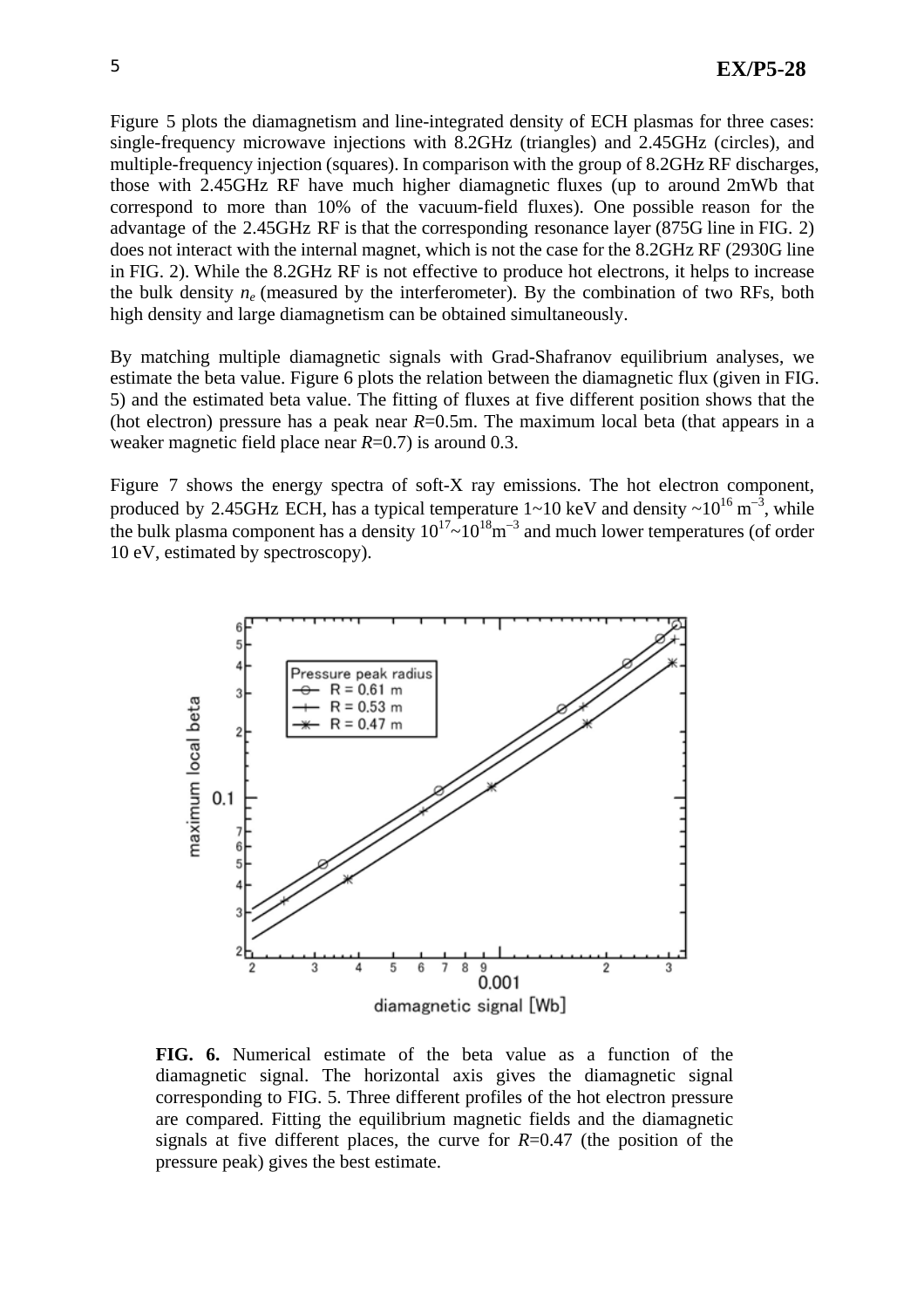Figure 5 plots the diamagnetism and line-integrated density of ECH plasmas for three cases: single-frequency microwave injections with 8.2GHz (triangles) and 2.45GHz (circles), and multiple-frequency injection (squares). In comparison with the group of 8.2GHz RF discharges, those with 2.45GHz RF have much higher diamagnetic fluxes (up to around 2mWb that correspond to more than 10% of the vacuum-field fluxes). One possible reason for the advantage of the 2.45GHz RF is that the corresponding resonance layer (875G line in FIG. 2) does not interact with the internal magnet, which is not the case for the 8.2GHz RF (2930G line in FIG. 2). While the 8.2GHz RF is not effective to produce hot electrons, it helps to increase the bulk density $n_e$ (measured by the interferometer). By the combination of two RFs, both high density and large diamagnetism can be obtained simultaneously.

By matching multiple diamagnetic signals with Grad-Shafranov equilibrium analyses, we estimate the beta value. Figure 6 plots the relation between the diamagnetic flux (given in FIG. 5) and the estimated beta value. The fitting of fluxes at five different position shows that the (hot electron) pressure has a peak near $R$=0.5m. The maximum local beta (that appears in a weaker magnetic field place near $R$=0.7) is around 0.3.

Figure 7 shows the energy spectra of soft-X ray emissions. The hot electron component, produced by 2.45GHz ECH, has a typical temperature 1~10 keV and density ~$10^{16}$ $m^{-3}$, while the bulk plasma component has a density $10^{17}$~$10^{18}m^{-3}$ and much lower temperatures (of order 10 eV, estimated by spectroscopy).

**FIG. 6.** Numerical estimate of the beta value as a function of the diamagnetic signal. The horizontal axis gives the diamagnetic signal corresponding to FIG. 5. Three different profiles of the hot electron pressure are compared. Fitting the equilibrium magnetic fields and the diamagnetic signals at five different places, the curve for $R$=0.47 (the position of the pressure peak) gives the best estimate.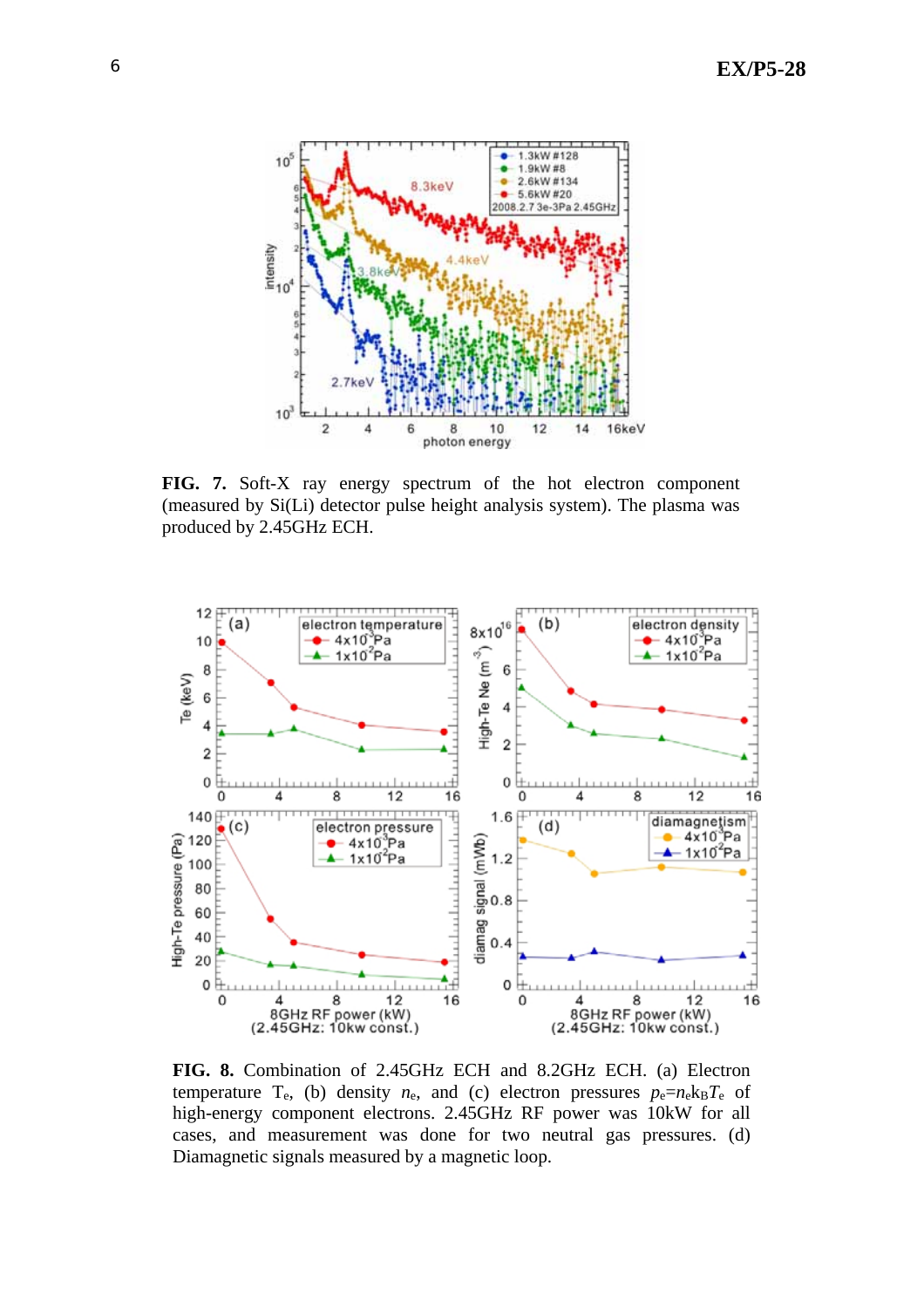**FIG. 7.** Soft-X ray energy spectrum of the hot electron component (measured by Si(Li) detector pulse height analysis system). The plasma was produced by 2.45GHz ECH.

**FIG. 8.** Combination of 2.45GHz ECH and 8.2GHz ECH. (a) Electron temperature $T_e$, (b) density $n_e$, and (c) electron pressures $p_e = n_e k_B T_e$ of high-energy component electrons. 2.45GHz RF power was 10kW for all cases, and measurement was done for two neutral gas pressures. (d) Diamagnetic signals measured by a magnetic loop.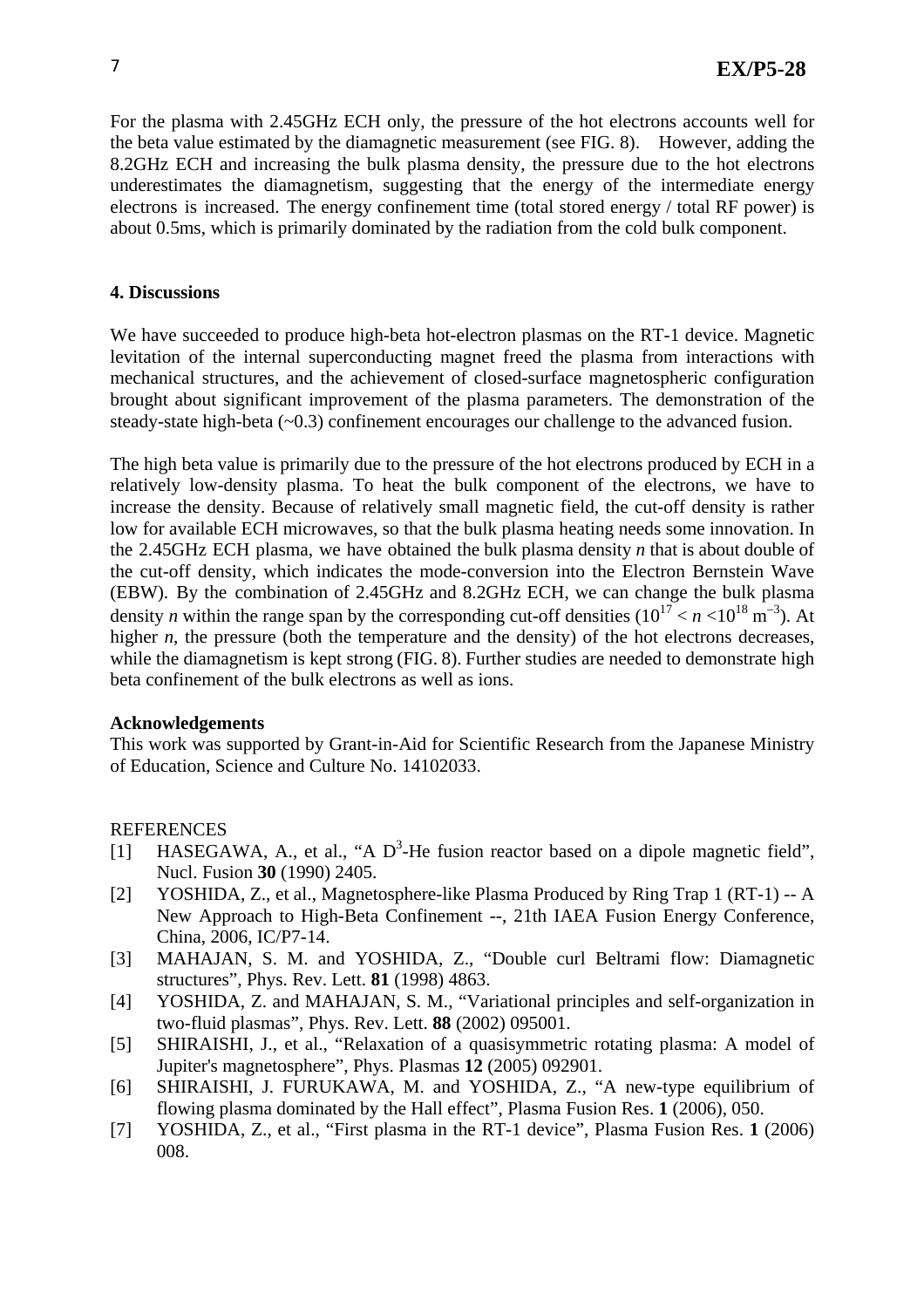For the plasma with 2.45GHz ECH only, the pressure of the hot electrons accounts well for the beta value estimated by the diamagnetic measurement (see FIG. 8). However, adding the 8.2GHz ECH and increasing the bulk plasma density, the pressure due to the hot electrons underestimates the diamagnetism, suggesting that the energy of the intermediate energy electrons is increased. The energy confinement time (total stored energy / total RF power) is about 0.5ms, which is primarily dominated by the radiation from the cold bulk component.

## 4. Discussions

We have succeeded to produce high-beta hot-electron plasmas on the RT-1 device. Magnetic levitation of the internal superconducting magnet freed the plasma from interactions with mechanical structures, and the achievement of closed-surface magnetospheric configuration brought about significant improvement of the plasma parameters. The demonstration of the steady-state high-beta (~0.3) confinement encourages our challenge to the advanced fusion.

The high beta value is primarily due to the pressure of the hot electrons produced by ECH in a relatively low-density plasma. To heat the bulk component of the electrons, we have to increase the density. Because of relatively small magnetic field, the cut-off density is rather low for available ECH microwaves, so that the bulk plasma heating needs some innovation. In the 2.45GHz ECH plasma, we have obtained the bulk plasma density $n$ that is about double of the cut-off density, which indicates the mode-conversion into the Electron Bernstein Wave (EBW). By the combination of 2.45GHz and 8.2GHz ECH, we can change the bulk plasma density $n$ within the range span by the corresponding cut-off densities ($10^{17} < n < 10^{18}$ m$^{-3}$). At higher $n$, the pressure (both the temperature and the density) of the hot electrons decreases, while the diamagnetism is kept strong (FIG. 8). Further studies are needed to demonstrate high beta confinement of the bulk electrons as well as ions.

### Acknowledgements

This work was supported by Grant-in-Aid for Scientific Research from the Japanese Ministry of Education, Science and Culture No. 14102033.

### REFERENCES

[1] HASEGAWA, A., et al., "A D$^3$-He fusion reactor based on a dipole magnetic field", Nucl. Fusion **30** (1990) 2405.

[2] YOSHIDA, Z., et al., Magnetosphere-like Plasma Produced by Ring Trap 1 (RT-1) -- A New Approach to High-Beta Confinement --, 21th IAEA Fusion Energy Conference, China, 2006, IC/P7-14.

[3] MAHAJAN, S. M. and YOSHIDA, Z., "Double curl Beltrami flow: Diamagnetic structures", Phys. Rev. Lett. **81** (1998) 4863.

[4] YOSHIDA, Z. and MAHAJAN, S. M., "Variational principles and self-organization in two-fluid plasmas", Phys. Rev. Lett. **88** (2002) 095001.

[5] SHIRAISHI, J., et al., "Relaxation of a quasisymmetric rotating plasma: A model of Jupiter's magnetosphere", Phys. Plasmas **12** (2005) 092901.

[6] SHIRAISHI, J. FURUKAWA, M. and YOSHIDA, Z., "A new-type equilibrium of flowing plasma dominated by the Hall effect", Plasma Fusion Res. **1** (2006), 050.

[7] YOSHIDA, Z., et al., "First plasma in the RT-1 device", Plasma Fusion Res. **1** (2006) 008.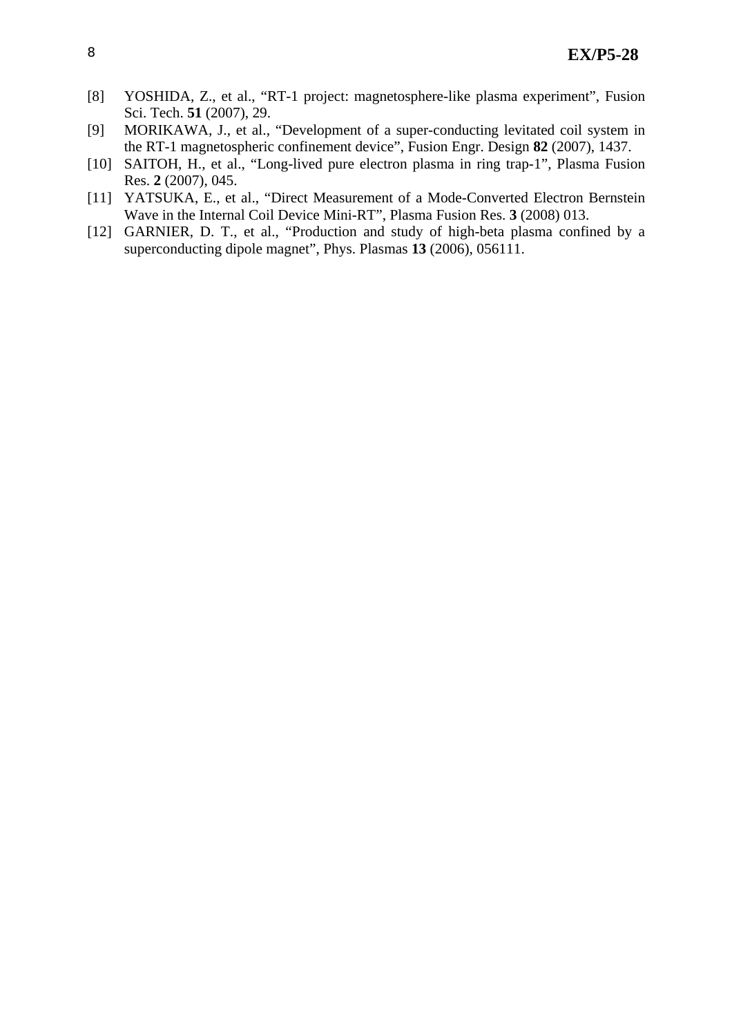[8] YOSHIDA, Z., et al., “RT-1 project: magnetosphere-like plasma experiment”, Fusion Sci. Tech. **51** (2007), 29.

[9] MORIKAWA, J., et al., “Development of a super-conducting levitated coil system in the RT-1 magnetospheric confinement device”, Fusion Engr. Design **82** (2007), 1437.

[10] SAITOH, H., et al., “Long-lived pure electron plasma in ring trap-1”, Plasma Fusion Res. **2** (2007), 045.

[11] YATSUKA, E., et al., “Direct Measurement of a Mode-Converted Electron Bernstein Wave in the Internal Coil Device Mini-RT”, Plasma Fusion Res. **3** (2008) 013.

[12] GARNIER, D. T., et al., “Production and study of high-beta plasma confined by a superconducting dipole magnet”, Phys. Plasmas **13** (2006), 056111.